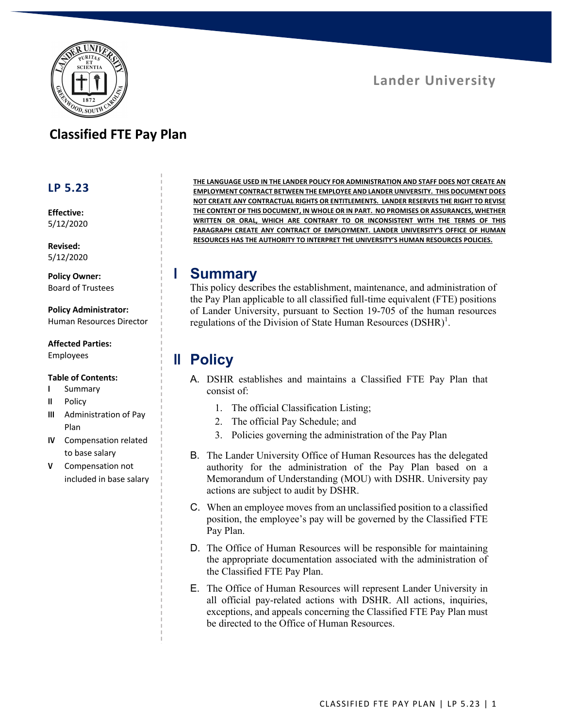Lander University

# Classified FTE Pay Plan

**LP 5.23**

**Effective:**
5/12/2020

**Revised:**
5/12/2020

**Policy Owner:**
Board of Trustees

**Policy Administrator:**
Human Resources Director

**Affected Parties:**
Employees

**Table of Contents:**

- I Summary
- II Policy
- III Administration of Pay Plan
- IV Compensation related to base salary
- V Compensation not included in base salary

**THE LANGUAGE USED IN THE LANDER POLICY FOR ADMINISTRATION AND STAFF DOES NOT CREATE AN EMPLOYMENT CONTRACT BETWEEN THE EMPLOYEE AND LANDER UNIVERSITY. THIS DOCUMENT DOES NOT CREATE ANY CONTRACTUAL RIGHTS OR ENTITLEMENTS. LANDER RESERVES THE RIGHT TO REVISE THE CONTENT OF THIS DOCUMENT, IN WHOLE OR IN PART. NO PROMISES OR ASSURANCES, WHETHER WRITTEN OR ORAL, WHICH ARE CONTRARY TO OR INCONSISTENT WITH THE TERMS OF THIS PARAGRAPH CREATE ANY CONTRACT OF EMPLOYMENT. LANDER UNIVERSITY'S OFFICE OF HUMAN RESOURCES HAS THE AUTHORITY TO INTERPRET THE UNIVERSITY'S HUMAN RESOURCES POLICIES.**

## I Summary

This policy describes the establishment, maintenance, and administration of the Pay Plan applicable to all classified full-time equivalent (FTE) positions of Lander University, pursuant to Section 19-705 of the human resources regulations of the Division of State Human Resources (DSHR)[1].

## II Policy

A. DSHR establishes and maintains a Classified FTE Pay Plan that consist of:

1. The official Classification Listing;
2. The official Pay Schedule; and
3. Policies governing the administration of the Pay Plan

B. The Lander University Office of Human Resources has the delegated authority for the administration of the Pay Plan based on a Memorandum of Understanding (MOU) with DSHR. University pay actions are subject to audit by DSHR.

C. When an employee moves from an unclassified position to a classified position, the employee's pay will be governed by the Classified FTE Pay Plan.

D. The Office of Human Resources will be responsible for maintaining the appropriate documentation associated with the administration of the Classified FTE Pay Plan.

E. The Office of Human Resources will represent Lander University in all official pay-related actions with DSHR. All actions, inquiries, exceptions, and appeals concerning the Classified FTE Pay Plan must be directed to the Office of Human Resources.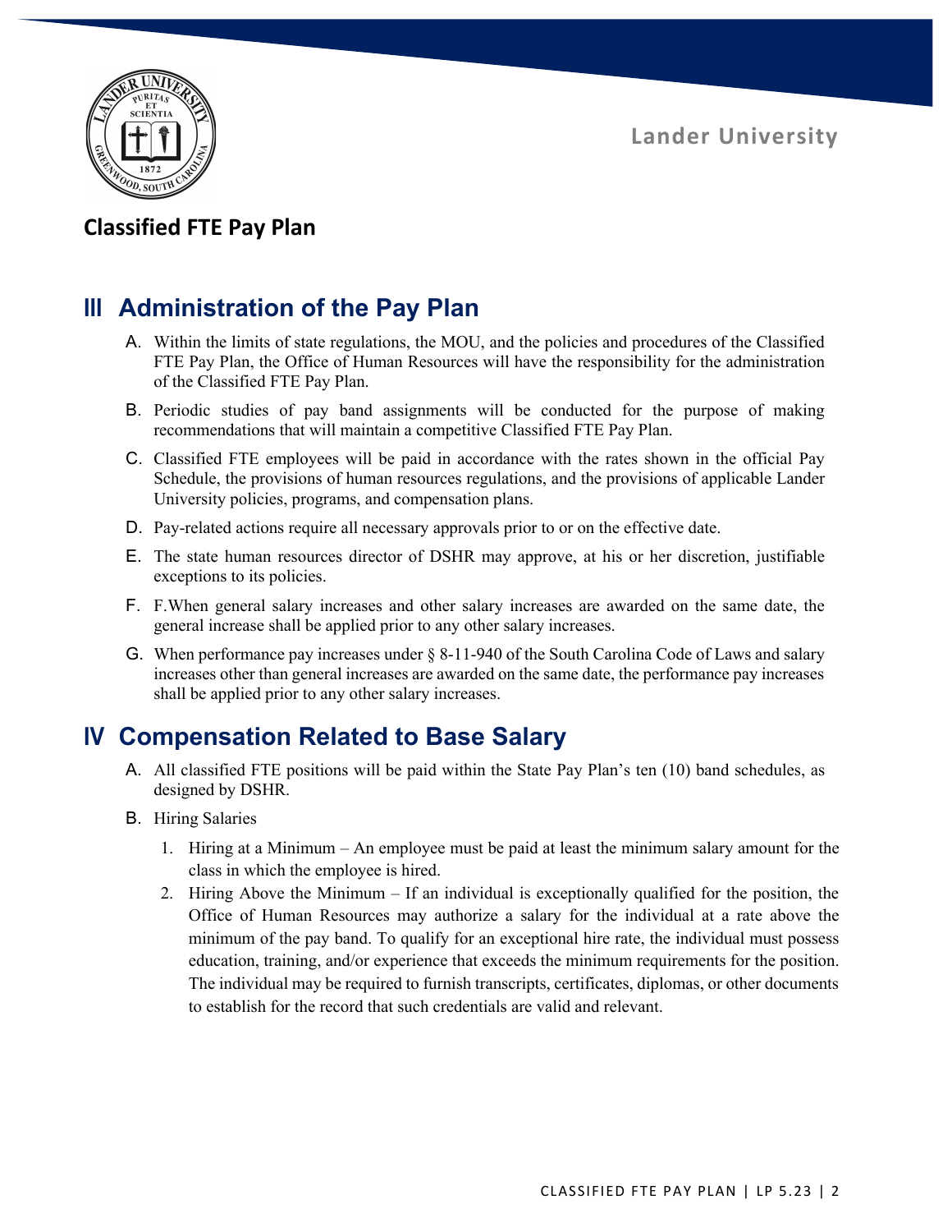## III Administration of the Pay Plan

A. Within the limits of state regulations, the MOU, and the policies and procedures of the Classified FTE Pay Plan, the Office of Human Resources will have the responsibility for the administration of the Classified FTE Pay Plan.

B. Periodic studies of pay band assignments will be conducted for the purpose of making recommendations that will maintain a competitive Classified FTE Pay Plan.

C. Classified FTE employees will be paid in accordance with the rates shown in the official Pay Schedule, the provisions of human resources regulations, and the provisions of applicable Lander University policies, programs, and compensation plans.

D. Pay-related actions require all necessary approvals prior to or on the effective date.

E. The state human resources director of DSHR may approve, at his or her discretion, justifiable exceptions to its policies.

F. F.When general salary increases and other salary increases are awarded on the same date, the general increase shall be applied prior to any other salary increases.

G. When performance pay increases under § 8-11-940 of the South Carolina Code of Laws and salary increases other than general increases are awarded on the same date, the performance pay increases shall be applied prior to any other salary increases.

## IV Compensation Related to Base Salary

A. All classified FTE positions will be paid within the State Pay Plan's ten (10) band schedules, as designed by DSHR.

B. Hiring Salaries

1. Hiring at a Minimum – An employee must be paid at least the minimum salary amount for the class in which the employee is hired.
2. Hiring Above the Minimum – If an individual is exceptionally qualified for the position, the Office of Human Resources may authorize a salary for the individual at a rate above the minimum of the pay band. To qualify for an exceptional hire rate, the individual must possess education, training, and/or experience that exceeds the minimum requirements for the position. The individual may be required to furnish transcripts, certificates, diplomas, or other documents to establish for the record that such credentials are valid and relevant.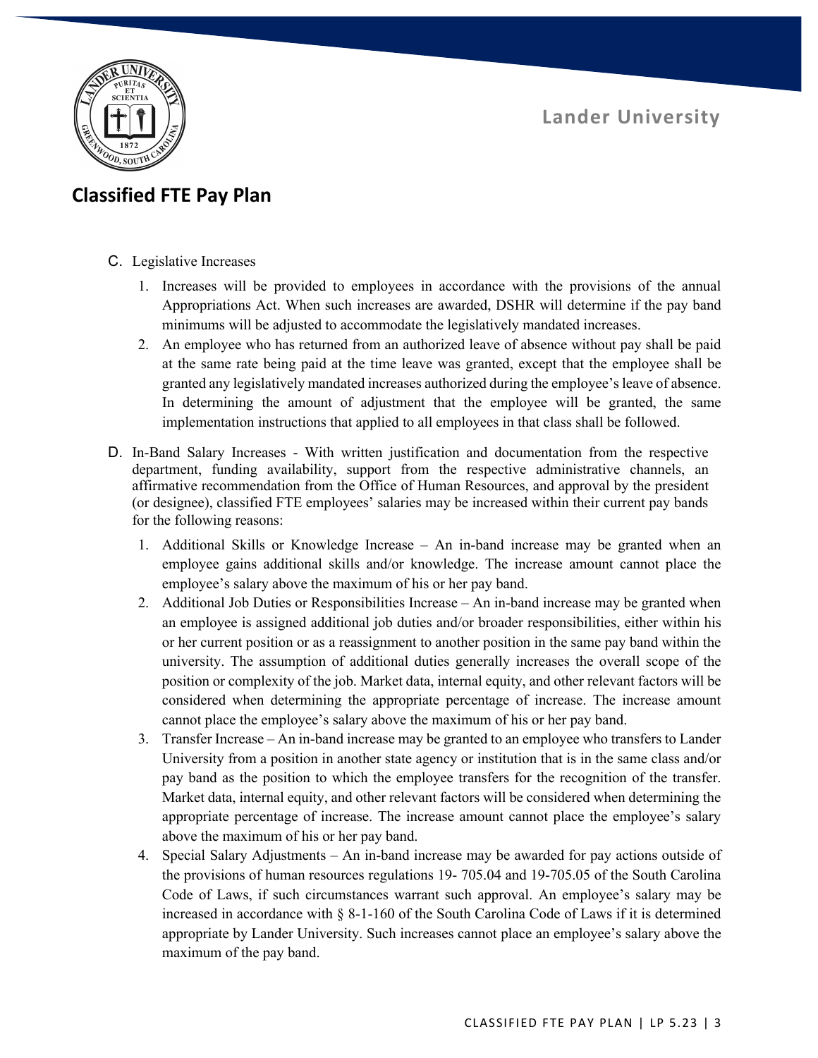C. Legislative Increases

1. Increases will be provided to employees in accordance with the provisions of the annual Appropriations Act. When such increases are awarded, DSHR will determine if the pay band minimums will be adjusted to accommodate the legislatively mandated increases.
2. An employee who has returned from an authorized leave of absence without pay shall be paid at the same rate being paid at the time leave was granted, except that the employee shall be granted any legislatively mandated increases authorized during the employee's leave of absence. In determining the amount of adjustment that the employee will be granted, the same implementation instructions that applied to all employees in that class shall be followed.

D. In-Band Salary Increases - With written justification and documentation from the respective department, funding availability, support from the respective administrative channels, an affirmative recommendation from the Office of Human Resources, and approval by the president (or designee), classified FTE employees' salaries may be increased within their current pay bands for the following reasons:

1. Additional Skills or Knowledge Increase – An in-band increase may be granted when an employee gains additional skills and/or knowledge. The increase amount cannot place the employee's salary above the maximum of his or her pay band.
2. Additional Job Duties or Responsibilities Increase – An in-band increase may be granted when an employee is assigned additional job duties and/or broader responsibilities, either within his or her current position or as a reassignment to another position in the same pay band within the university. The assumption of additional duties generally increases the overall scope of the position or complexity of the job. Market data, internal equity, and other relevant factors will be considered when determining the appropriate percentage of increase. The increase amount cannot place the employee's salary above the maximum of his or her pay band.
3. Transfer Increase – An in-band increase may be granted to an employee who transfers to Lander University from a position in another state agency or institution that is in the same class and/or pay band as the position to which the employee transfers for the recognition of the transfer. Market data, internal equity, and other relevant factors will be considered when determining the appropriate percentage of increase. The increase amount cannot place the employee's salary above the maximum of his or her pay band.
4. Special Salary Adjustments – An in-band increase may be awarded for pay actions outside of the provisions of human resources regulations 19- 705.04 and 19-705.05 of the South Carolina Code of Laws, if such circumstances warrant such approval. An employee's salary may be increased in accordance with § 8-1-160 of the South Carolina Code of Laws if it is determined appropriate by Lander University. Such increases cannot place an employee's salary above the maximum of the pay band.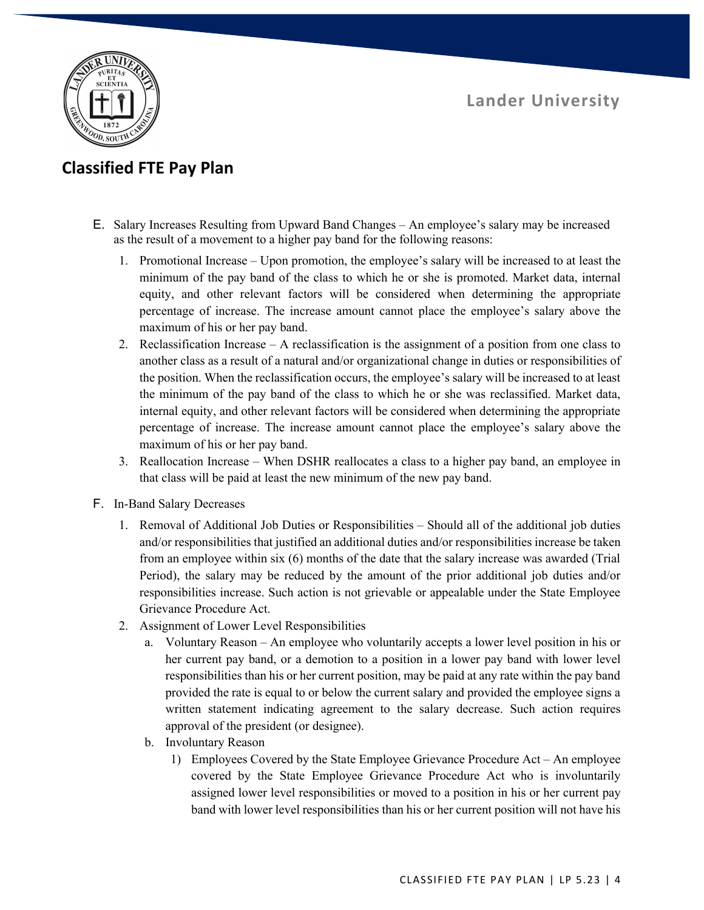E. Salary Increases Resulting from Upward Band Changes – An employee's salary may be increased as the result of a movement to a higher pay band for the following reasons:

1. Promotional Increase – Upon promotion, the employee's salary will be increased to at least the minimum of the pay band of the class to which he or she is promoted. Market data, internal equity, and other relevant factors will be considered when determining the appropriate percentage of increase. The increase amount cannot place the employee's salary above the maximum of his or her pay band.
2. Reclassification Increase – A reclassification is the assignment of a position from one class to another class as a result of a natural and/or organizational change in duties or responsibilities of the position. When the reclassification occurs, the employee's salary will be increased to at least the minimum of the pay band of the class to which he or she was reclassified. Market data, internal equity, and other relevant factors will be considered when determining the appropriate percentage of increase. The increase amount cannot place the employee's salary above the maximum of his or her pay band.
3. Reallocation Increase – When DSHR reallocates a class to a higher pay band, an employee in that class will be paid at least the new minimum of the new pay band.

F. In-Band Salary Decreases

1. Removal of Additional Job Duties or Responsibilities – Should all of the additional job duties and/or responsibilities that justified an additional duties and/or responsibilities increase be taken from an employee within six (6) months of the date that the salary increase was awarded (Trial Period), the salary may be reduced by the amount of the prior additional job duties and/or responsibilities increase. Such action is not grievable or appealable under the State Employee Grievance Procedure Act.
2. Assignment of Lower Level Responsibilities
   a. Voluntary Reason – An employee who voluntarily accepts a lower level position in his or her current pay band, or a demotion to a position in a lower pay band with lower level responsibilities than his or her current position, may be paid at any rate within the pay band provided the rate is equal to or below the current salary and provided the employee signs a written statement indicating agreement to the salary decrease. Such action requires approval of the president (or designee).
   b. Involuntary Reason
      1) Employees Covered by the State Employee Grievance Procedure Act – An employee covered by the State Employee Grievance Procedure Act who is involuntarily assigned lower level responsibilities or moved to a position in his or her current pay band with lower level responsibilities than his or her current position will not have his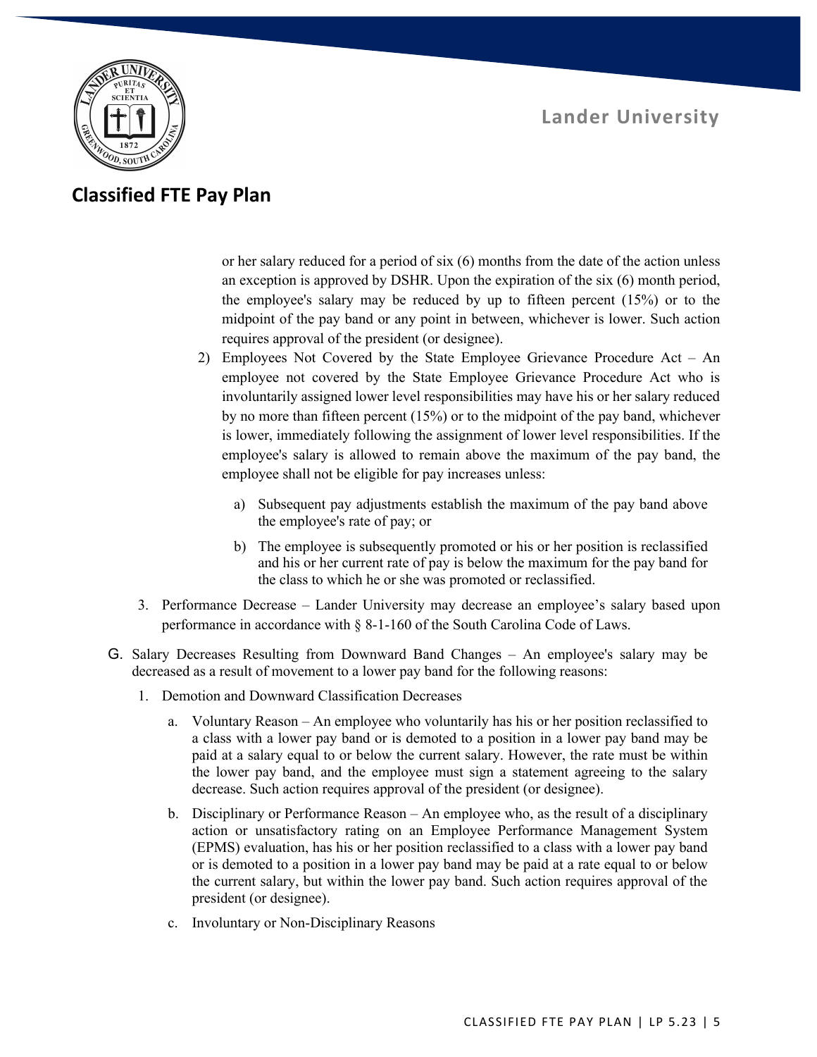or her salary reduced for a period of six (6) months from the date of the action unless an exception is approved by DSHR. Upon the expiration of the six (6) month period, the employee's salary may be reduced by up to fifteen percent (15%) or to the midpoint of the pay band or any point in between, whichever is lower. Such action requires approval of the president (or designee).

2) Employees Not Covered by the State Employee Grievance Procedure Act – An employee not covered by the State Employee Grievance Procedure Act who is involuntarily assigned lower level responsibilities may have his or her salary reduced by no more than fifteen percent (15%) or to the midpoint of the pay band, whichever is lower, immediately following the assignment of lower level responsibilities. If the employee's salary is allowed to remain above the maximum of the pay band, the employee shall not be eligible for pay increases unless:

   a) Subsequent pay adjustments establish the maximum of the pay band above the employee's rate of pay; or

   b) The employee is subsequently promoted or his or her position is reclassified and his or her current rate of pay is below the maximum for the pay band for the class to which he or she was promoted or reclassified.

3. Performance Decrease – Lander University may decrease an employee's salary based upon performance in accordance with § 8-1-160 of the South Carolina Code of Laws.

G. Salary Decreases Resulting from Downward Band Changes – An employee's salary may be decreased as a result of movement to a lower pay band for the following reasons:

1. Demotion and Downward Classification Decreases

   a. Voluntary Reason – An employee who voluntarily has his or her position reclassified to a class with a lower pay band or is demoted to a position in a lower pay band may be paid at a salary equal to or below the current salary. However, the rate must be within the lower pay band, and the employee must sign a statement agreeing to the salary decrease. Such action requires approval of the president (or designee).

   b. Disciplinary or Performance Reason – An employee who, as the result of a disciplinary action or unsatisfactory rating on an Employee Performance Management System (EPMS) evaluation, has his or her position reclassified to a class with a lower pay band or is demoted to a position in a lower pay band may be paid at a rate equal to or below the current salary, but within the lower pay band. Such action requires approval of the president (or designee).

   c. Involuntary or Non-Disciplinary Reasons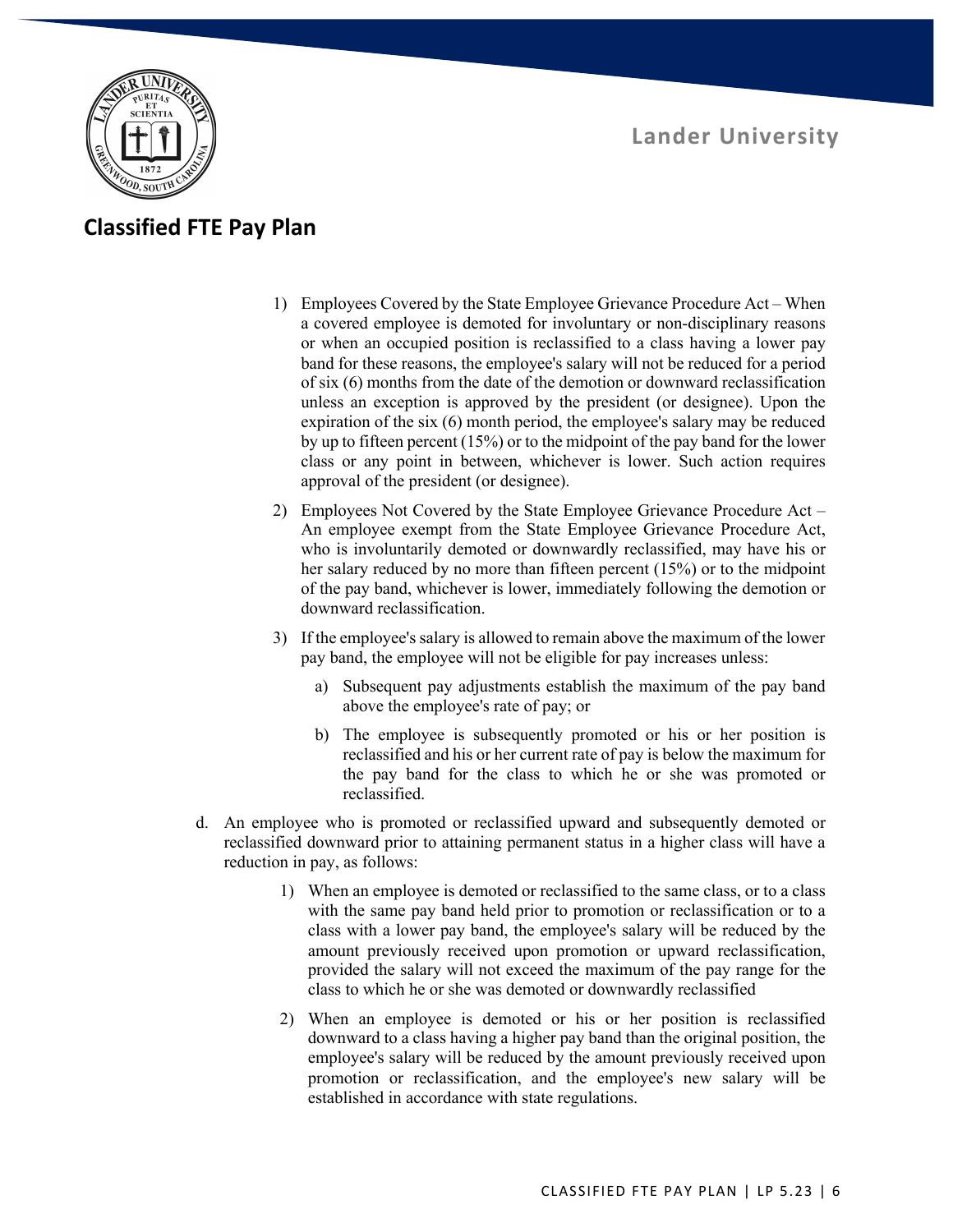## Classified FTE Pay Plan

1) Employees Covered by the State Employee Grievance Procedure Act – When a covered employee is demoted for involuntary or non-disciplinary reasons or when an occupied position is reclassified to a class having a lower pay band for these reasons, the employee's salary will not be reduced for a period of six (6) months from the date of the demotion or downward reclassification unless an exception is approved by the president (or designee). Upon the expiration of the six (6) month period, the employee's salary may be reduced by up to fifteen percent (15%) or to the midpoint of the pay band for the lower class or any point in between, whichever is lower. Such action requires approval of the president (or designee).

2) Employees Not Covered by the State Employee Grievance Procedure Act – An employee exempt from the State Employee Grievance Procedure Act, who is involuntarily demoted or downwardly reclassified, may have his or her salary reduced by no more than fifteen percent (15%) or to the midpoint of the pay band, whichever is lower, immediately following the demotion or downward reclassification.

3) If the employee's salary is allowed to remain above the maximum of the lower pay band, the employee will not be eligible for pay increases unless:

   a) Subsequent pay adjustments establish the maximum of the pay band above the employee's rate of pay; or

   b) The employee is subsequently promoted or his or her position is reclassified and his or her current rate of pay is below the maximum for the pay band for the class to which he or she was promoted or reclassified.

d. An employee who is promoted or reclassified upward and subsequently demoted or reclassified downward prior to attaining permanent status in a higher class will have a reduction in pay, as follows:

   1) When an employee is demoted or reclassified to the same class, or to a class with the same pay band held prior to promotion or reclassification or to a class with a lower pay band, the employee's salary will be reduced by the amount previously received upon promotion or upward reclassification, provided the salary will not exceed the maximum of the pay range for the class to which he or she was demoted or downwardly reclassified

   2) When an employee is demoted or his or her position is reclassified downward to a class having a higher pay band than the original position, the employee's salary will be reduced by the amount previously received upon promotion or reclassification, and the employee's new salary will be established in accordance with state regulations.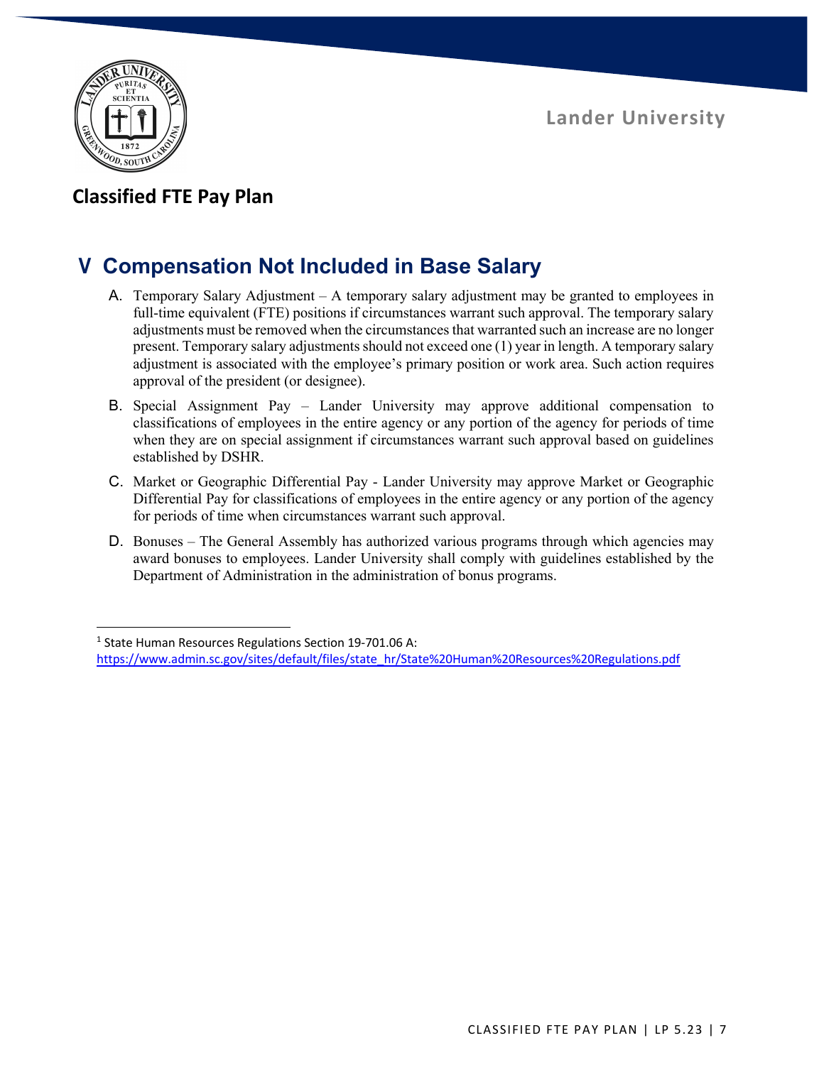## V Compensation Not Included in Base Salary

A. Temporary Salary Adjustment – A temporary salary adjustment may be granted to employees in full-time equivalent (FTE) positions if circumstances warrant such approval. The temporary salary adjustments must be removed when the circumstances that warranted such an increase are no longer present. Temporary salary adjustments should not exceed one (1) year in length. A temporary salary adjustment is associated with the employee's primary position or work area. Such action requires approval of the president (or designee).

B. Special Assignment Pay – Lander University may approve additional compensation to classifications of employees in the entire agency or any portion of the agency for periods of time when they are on special assignment if circumstances warrant such approval based on guidelines established by DSHR.

C. Market or Geographic Differential Pay - Lander University may approve Market or Geographic Differential Pay for classifications of employees in the entire agency or any portion of the agency for periods of time when circumstances warrant such approval.

D. Bonuses – The General Assembly has authorized various programs through which agencies may award bonuses to employees. Lander University shall comply with guidelines established by the Department of Administration in the administration of bonus programs.

---

[1] State Human Resources Regulations Section 19-701.06 A: https://www.admin.sc.gov/sites/default/files/state_hr/State%20Human%20Resources%20Regulations.pdf